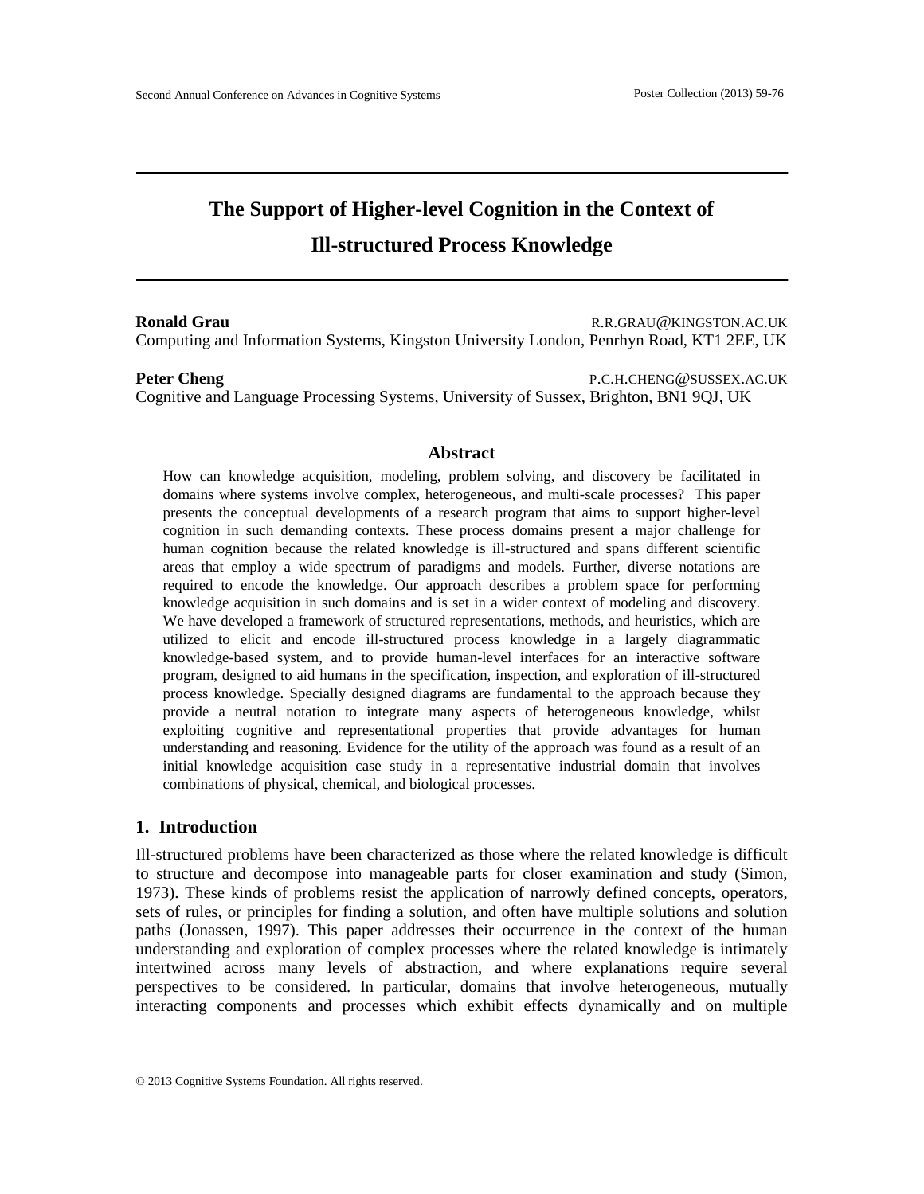# The Support of Higher-level Cognition in the Context of Ill-structured Process Knowledge

**Ronald Grau** R.R.GRAU@KINGSTON.AC.UK
Computing and Information Systems, Kingston University London, Penrhyn Road, KT1 2EE, UK

**Peter Cheng** P.C.H.CHENG@SUSSEX.AC.UK
Cognitive and Language Processing Systems, University of Sussex, Brighton, BN1 9QJ, UK

## Abstract

How can knowledge acquisition, modeling, problem solving, and discovery be facilitated in domains where systems involve complex, heterogeneous, and multi-scale processes? This paper presents the conceptual developments of a research program that aims to support higher-level cognition in such demanding contexts. These process domains present a major challenge for human cognition because the related knowledge is ill-structured and spans different scientific areas that employ a wide spectrum of paradigms and models. Further, diverse notations are required to encode the knowledge. Our approach describes a problem space for performing knowledge acquisition in such domains and is set in a wider context of modeling and discovery. We have developed a framework of structured representations, methods, and heuristics, which are utilized to elicit and encode ill-structured process knowledge in a largely diagrammatic knowledge-based system, and to provide human-level interfaces for an interactive software program, designed to aid humans in the specification, inspection, and exploration of ill-structured process knowledge. Specially designed diagrams are fundamental to the approach because they provide a neutral notation to integrate many aspects of heterogeneous knowledge, whilst exploiting cognitive and representational properties that provide advantages for human understanding and reasoning. Evidence for the utility of the approach was found as a result of an initial knowledge acquisition case study in a representative industrial domain that involves combinations of physical, chemical, and biological processes.

## 1. Introduction

Ill-structured problems have been characterized as those where the related knowledge is difficult to structure and decompose into manageable parts for closer examination and study (Simon, 1973). These kinds of problems resist the application of narrowly defined concepts, operators, sets of rules, or principles for finding a solution, and often have multiple solutions and solution paths (Jonassen, 1997). This paper addresses their occurrence in the context of the human understanding and exploration of complex processes where the related knowledge is intimately intertwined across many levels of abstraction, and where explanations require several perspectives to be considered. In particular, domains that involve heterogeneous, mutually interacting components and processes which exhibit effects dynamically and on multiple

© 2013 Cognitive Systems Foundation. All rights reserved.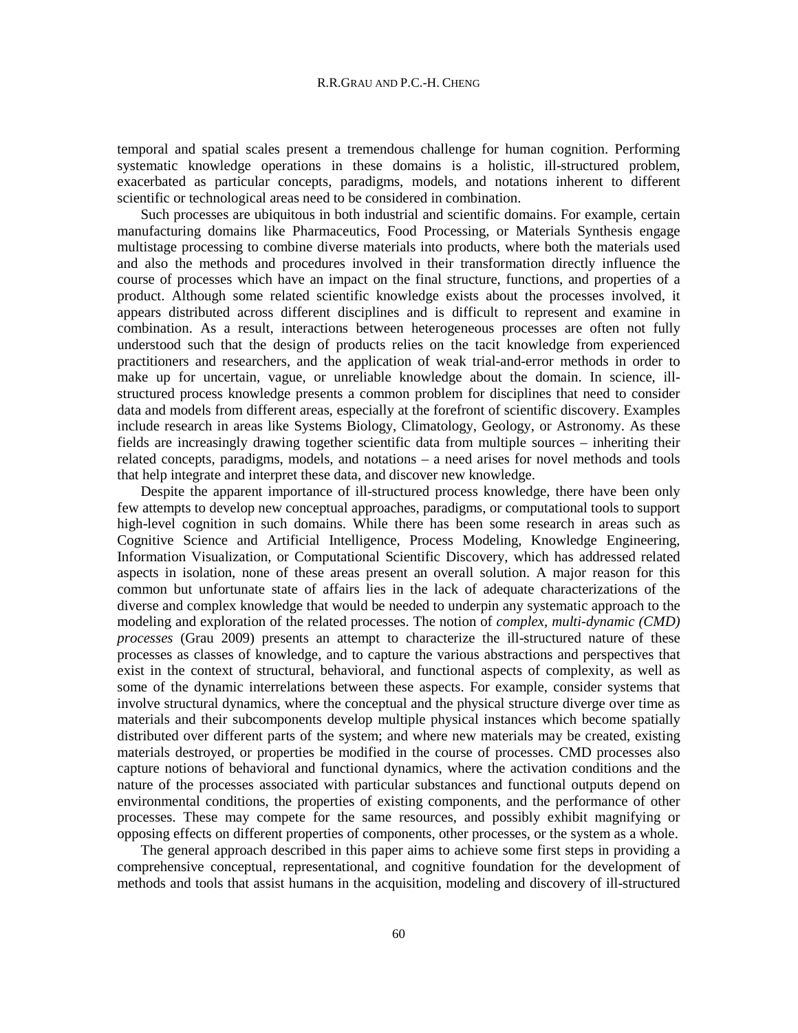temporal and spatial scales present a tremendous challenge for human cognition. Performing systematic knowledge operations in these domains is a holistic, ill-structured problem, exacerbated as particular concepts, paradigms, models, and notations inherent to different scientific or technological areas need to be considered in combination.

Such processes are ubiquitous in both industrial and scientific domains. For example, certain manufacturing domains like Pharmaceutics, Food Processing, or Materials Synthesis engage multistage processing to combine diverse materials into products, where both the materials used and also the methods and procedures involved in their transformation directly influence the course of processes which have an impact on the final structure, functions, and properties of a product. Although some related scientific knowledge exists about the processes involved, it appears distributed across different disciplines and is difficult to represent and examine in combination. As a result, interactions between heterogeneous processes are often not fully understood such that the design of products relies on the tacit knowledge from experienced practitioners and researchers, and the application of weak trial-and-error methods in order to make up for uncertain, vague, or unreliable knowledge about the domain. In science, ill-structured process knowledge presents a common problem for disciplines that need to consider data and models from different areas, especially at the forefront of scientific discovery. Examples include research in areas like Systems Biology, Climatology, Geology, or Astronomy. As these fields are increasingly drawing together scientific data from multiple sources – inheriting their related concepts, paradigms, models, and notations – a need arises for novel methods and tools that help integrate and interpret these data, and discover new knowledge.

Despite the apparent importance of ill-structured process knowledge, there have been only few attempts to develop new conceptual approaches, paradigms, or computational tools to support high-level cognition in such domains. While there has been some research in areas such as Cognitive Science and Artificial Intelligence, Process Modeling, Knowledge Engineering, Information Visualization, or Computational Scientific Discovery, which has addressed related aspects in isolation, none of these areas present an overall solution. A major reason for this common but unfortunate state of affairs lies in the lack of adequate characterizations of the diverse and complex knowledge that would be needed to underpin any systematic approach to the modeling and exploration of the related processes. The notion of *complex, multi-dynamic (CMD) processes* (Grau 2009) presents an attempt to characterize the ill-structured nature of these processes as classes of knowledge, and to capture the various abstractions and perspectives that exist in the context of structural, behavioral, and functional aspects of complexity, as well as some of the dynamic interrelations between these aspects. For example, consider systems that involve structural dynamics, where the conceptual and the physical structure diverge over time as materials and their subcomponents develop multiple physical instances which become spatially distributed over different parts of the system; and where new materials may be created, existing materials destroyed, or properties be modified in the course of processes. CMD processes also capture notions of behavioral and functional dynamics, where the activation conditions and the nature of the processes associated with particular substances and functional outputs depend on environmental conditions, the properties of existing components, and the performance of other processes. These may compete for the same resources, and possibly exhibit magnifying or opposing effects on different properties of components, other processes, or the system as a whole.

The general approach described in this paper aims to achieve some first steps in providing a comprehensive conceptual, representational, and cognitive foundation for the development of methods and tools that assist humans in the acquisition, modeling and discovery of ill-structured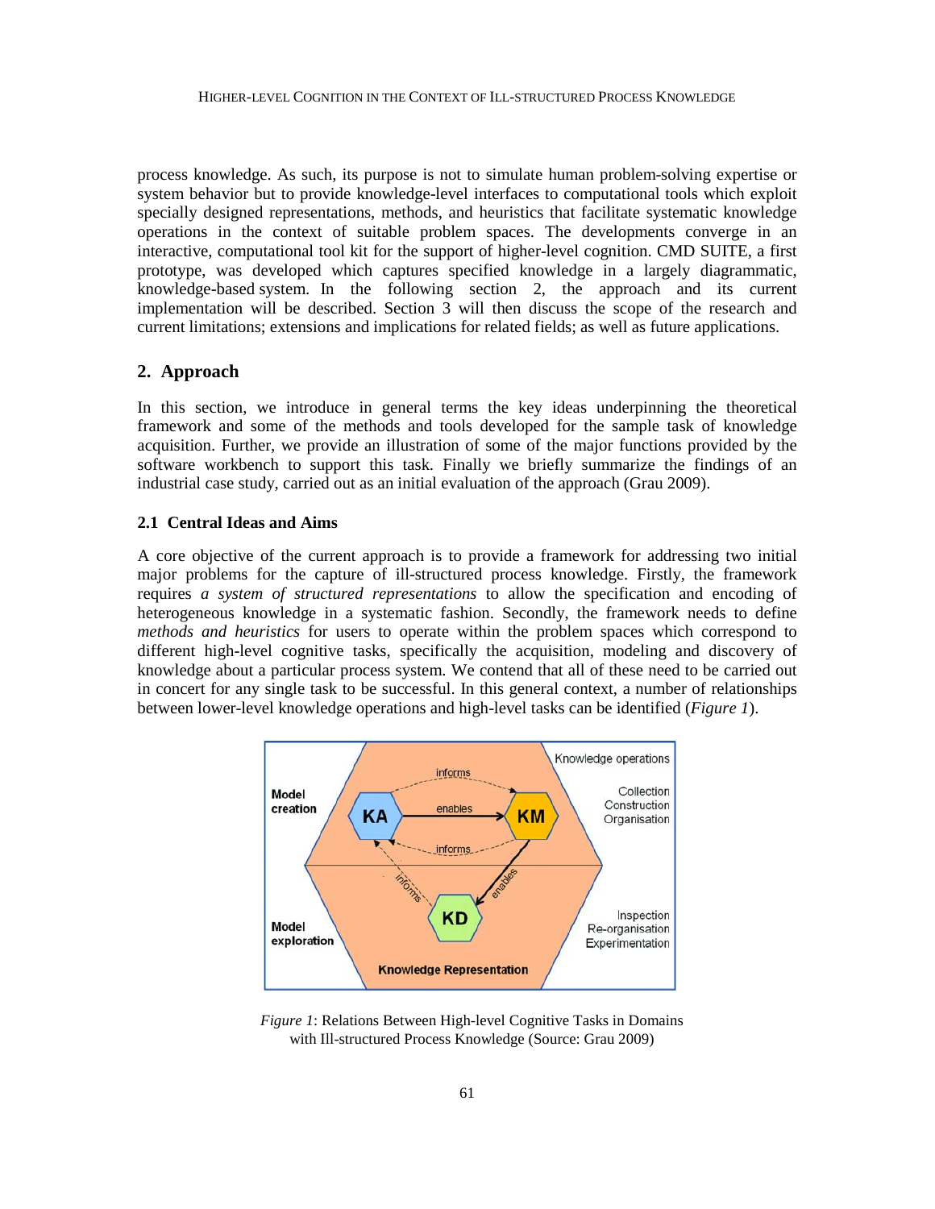process knowledge. As such, its purpose is not to simulate human problem-solving expertise or system behavior but to provide knowledge-level interfaces to computational tools which exploit specially designed representations, methods, and heuristics that facilitate systematic knowledge operations in the context of suitable problem spaces. The developments converge in an interactive, computational tool kit for the support of higher-level cognition. CMD SUITE, a first prototype, was developed which captures specified knowledge in a largely diagrammatic, knowledge-based system. In the following section 2, the approach and its current implementation will be described. Section 3 will then discuss the scope of the research and current limitations; extensions and implications for related fields; as well as future applications.

## 2. Approach

In this section, we introduce in general terms the key ideas underpinning the theoretical framework and some of the methods and tools developed for the sample task of knowledge acquisition. Further, we provide an illustration of some of the major functions provided by the software workbench to support this task. Finally we briefly summarize the findings of an industrial case study, carried out as an initial evaluation of the approach (Grau 2009).

### 2.1 Central Ideas and Aims

A core objective of the current approach is to provide a framework for addressing two initial major problems for the capture of ill-structured process knowledge. Firstly, the framework requires *a system of structured representations* to allow the specification and encoding of heterogeneous knowledge in a systematic fashion. Secondly, the framework needs to define *methods and heuristics* for users to operate within the problem spaces which correspond to different high-level cognitive tasks, specifically the acquisition, modeling and discovery of knowledge about a particular process system. We contend that all of these need to be carried out in concert for any single task to be successful. In this general context, a number of relationships between lower-level knowledge operations and high-level tasks can be identified (*Figure 1*).

*Figure 1*: Relations Between High-level Cognitive Tasks in Domains with Ill-structured Process Knowledge (Source: Grau 2009)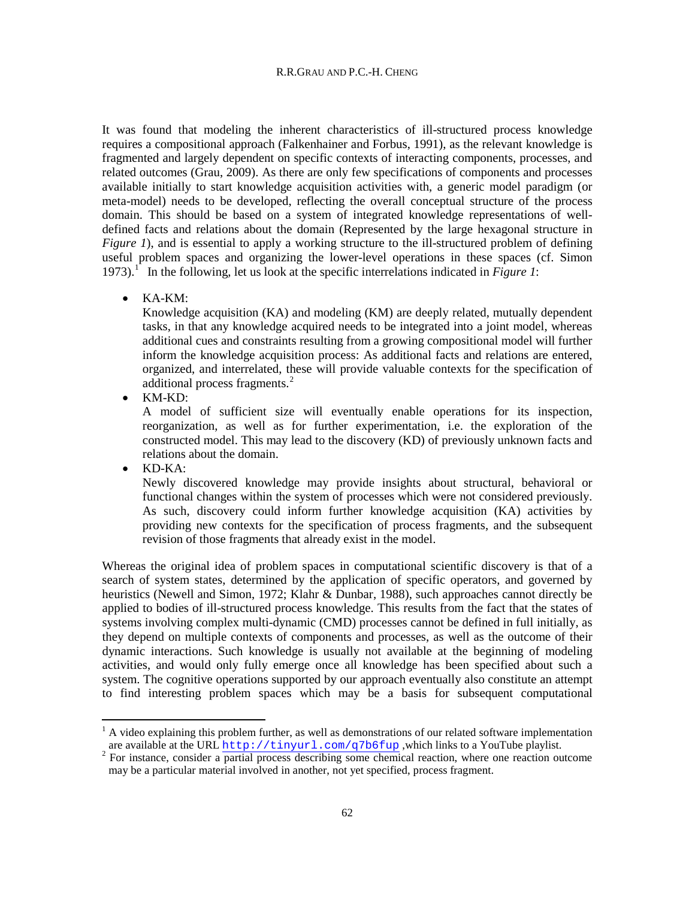It was found that modeling the inherent characteristics of ill-structured process knowledge requires a compositional approach (Falkenhainer and Forbus, 1991), as the relevant knowledge is fragmented and largely dependent on specific contexts of interacting components, processes, and related outcomes (Grau, 2009). As there are only few specifications of components and processes available initially to start knowledge acquisition activities with, a generic model paradigm (or meta-model) needs to be developed, reflecting the overall conceptual structure of the process domain. This should be based on a system of integrated knowledge representations of well-defined facts and relations about the domain (Represented by the large hexagonal structure in *Figure 1*), and is essential to apply a working structure to the ill-structured problem of defining useful problem spaces and organizing the lower-level operations in these spaces (cf. Simon 1973).[1] In the following, let us look at the specific interrelations indicated in *Figure 1*:

- KA-KM:
  Knowledge acquisition (KA) and modeling (KM) are deeply related, mutually dependent tasks, in that any knowledge acquired needs to be integrated into a joint model, whereas additional cues and constraints resulting from a growing compositional model will further inform the knowledge acquisition process: As additional facts and relations are entered, organized, and interrelated, these will provide valuable contexts for the specification of additional process fragments.[2]
- KM-KD:
  A model of sufficient size will eventually enable operations for its inspection, reorganization, as well as for further experimentation, i.e. the exploration of the constructed model. This may lead to the discovery (KD) of previously unknown facts and relations about the domain.
- KD-KA:
  Newly discovered knowledge may provide insights about structural, behavioral or functional changes within the system of processes which were not considered previously. As such, discovery could inform further knowledge acquisition (KA) activities by providing new contexts for the specification of process fragments, and the subsequent revision of those fragments that already exist in the model.

Whereas the original idea of problem spaces in computational scientific discovery is that of a search of system states, determined by the application of specific operators, and governed by heuristics (Newell and Simon, 1972; Klahr & Dunbar, 1988), such approaches cannot directly be applied to bodies of ill-structured process knowledge. This results from the fact that the states of systems involving complex multi-dynamic (CMD) processes cannot be defined in full initially, as they depend on multiple contexts of components and processes, as well as the outcome of their dynamic interactions. Such knowledge is usually not available at the beginning of modeling activities, and would only fully emerge once all knowledge has been specified about such a system. The cognitive operations supported by our approach eventually also constitute an attempt to find interesting problem spaces which may be a basis for subsequent computational

---

[1] A video explaining this problem further, as well as demonstrations of our related software implementation are available at the URL `http://tinyurl.com/q7b6fup` ,which links to a YouTube playlist.

[2] For instance, consider a partial process describing some chemical reaction, where one reaction outcome may be a particular material involved in another, not yet specified, process fragment.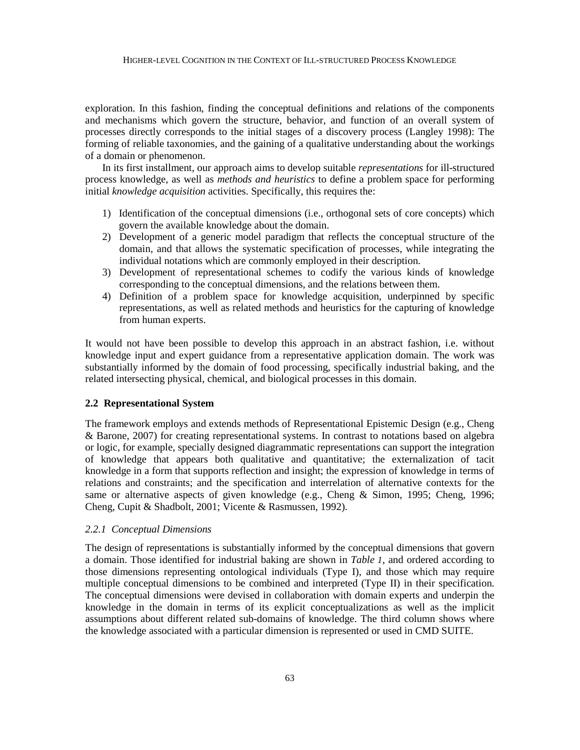exploration. In this fashion, finding the conceptual definitions and relations of the components and mechanisms which govern the structure, behavior, and function of an overall system of processes directly corresponds to the initial stages of a discovery process (Langley 1998): The forming of reliable taxonomies, and the gaining of a qualitative understanding about the workings of a domain or phenomenon.

In its first installment, our approach aims to develop suitable *representations* for ill-structured process knowledge, as well as *methods and heuristics* to define a problem space for performing initial *knowledge acquisition* activities. Specifically, this requires the:

1) Identification of the conceptual dimensions (i.e., orthogonal sets of core concepts) which govern the available knowledge about the domain.
2) Development of a generic model paradigm that reflects the conceptual structure of the domain, and that allows the systematic specification of processes, while integrating the individual notations which are commonly employed in their description.
3) Development of representational schemes to codify the various kinds of knowledge corresponding to the conceptual dimensions, and the relations between them.
4) Definition of a problem space for knowledge acquisition, underpinned by specific representations, as well as related methods and heuristics for the capturing of knowledge from human experts.

It would not have been possible to develop this approach in an abstract fashion, i.e. without knowledge input and expert guidance from a representative application domain. The work was substantially informed by the domain of food processing, specifically industrial baking, and the related intersecting physical, chemical, and biological processes in this domain.

### 2.2 Representational System

The framework employs and extends methods of Representational Epistemic Design (e.g., Cheng & Barone, 2007) for creating representational systems. In contrast to notations based on algebra or logic, for example, specially designed diagrammatic representations can support the integration of knowledge that appears both qualitative and quantitative; the externalization of tacit knowledge in a form that supports reflection and insight; the expression of knowledge in terms of relations and constraints; and the specification and interrelation of alternative contexts for the same or alternative aspects of given knowledge (e.g., Cheng & Simon, 1995; Cheng, 1996; Cheng, Cupit & Shadbolt, 2001; Vicente & Rasmussen, 1992).

#### *2.2.1 Conceptual Dimensions*

The design of representations is substantially informed by the conceptual dimensions that govern a domain. Those identified for industrial baking are shown in *Table 1*, and ordered according to those dimensions representing ontological individuals (Type I), and those which may require multiple conceptual dimensions to be combined and interpreted (Type II) in their specification. The conceptual dimensions were devised in collaboration with domain experts and underpin the knowledge in the domain in terms of its explicit conceptualizations as well as the implicit assumptions about different related sub-domains of knowledge. The third column shows where the knowledge associated with a particular dimension is represented or used in CMD SUITE.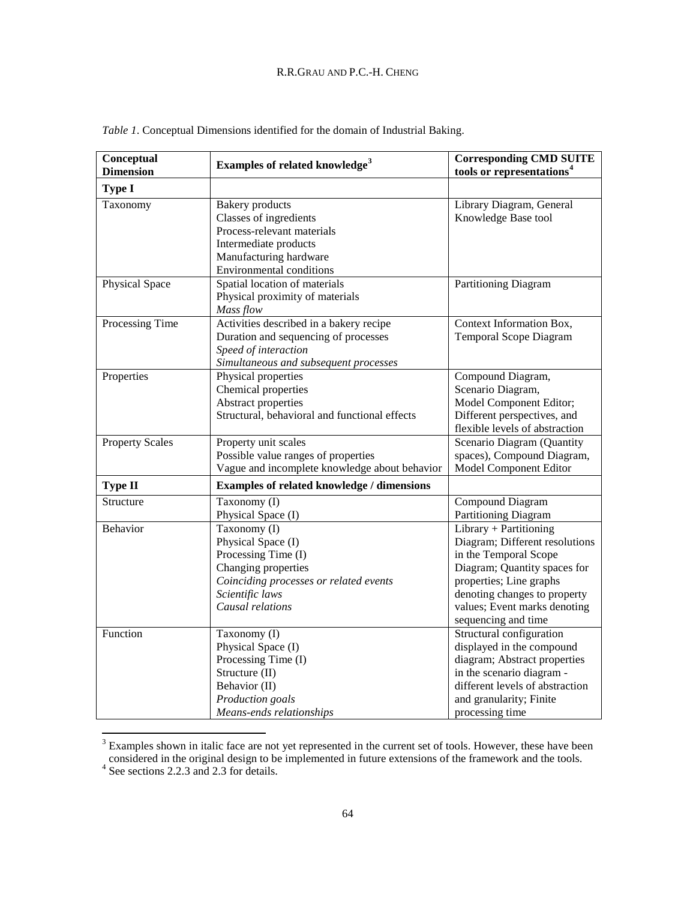*Table 1*. Conceptual Dimensions identified for the domain of Industrial Baking.

| Conceptual Dimension | Examples of related knowledge[3] | Corresponding CMD SUITE tools or representations[4] |
|---|---|---|
| **Type I** | | |
| Taxonomy | Bakery products<br>Classes of ingredients<br>Process-relevant materials<br>Intermediate products<br>Manufacturing hardware<br>Environmental conditions | Library Diagram, General Knowledge Base tool |
| Physical Space | Spatial location of materials<br>Physical proximity of materials<br>*Mass flow* | Partitioning Diagram |
| Processing Time | Activities described in a bakery recipe<br>Duration and sequencing of processes<br>*Speed of interaction*<br>*Simultaneous and subsequent processes* | Context Information Box, Temporal Scope Diagram |
| Properties | Physical properties<br>Chemical properties<br>Abstract properties<br>Structural, behavioral and functional effects | Compound Diagram, Scenario Diagram, Model Component Editor; Different perspectives, and flexible levels of abstraction |
| Property Scales | Property unit scales<br>Possible value ranges of properties<br>Vague and incomplete knowledge about behavior | Scenario Diagram (Quantity spaces), Compound Diagram, Model Component Editor |
| **Type II** | **Examples of related knowledge / dimensions** | |
| Structure | Taxonomy (I)<br>Physical Space (I) | Compound Diagram<br>Partitioning Diagram |
| Behavior | Taxonomy (I)<br>Physical Space (I)<br>Processing Time (I)<br>Changing properties<br>*Coinciding processes or related events*<br>*Scientific laws*<br>*Causal relations* | Library + Partitioning Diagram; Different resolutions in the Temporal Scope Diagram; Quantity spaces for properties; Line graphs denoting changes to property values; Event marks denoting sequencing and time |
| Function | Taxonomy (I)<br>Physical Space (I)<br>Processing Time (I)<br>Structure (II)<br>Behavior (II)<br>*Production goals*<br>*Means-ends relationships* | Structural configuration displayed in the compound diagram; Abstract properties in the scenario diagram - different levels of abstraction and granularity; Finite processing time |

[3] Examples shown in italic face are not yet represented in the current set of tools. However, these have been considered in the original design to be implemented in future extensions of the framework and the tools.

[4] See sections 2.2.3 and 2.3 for details.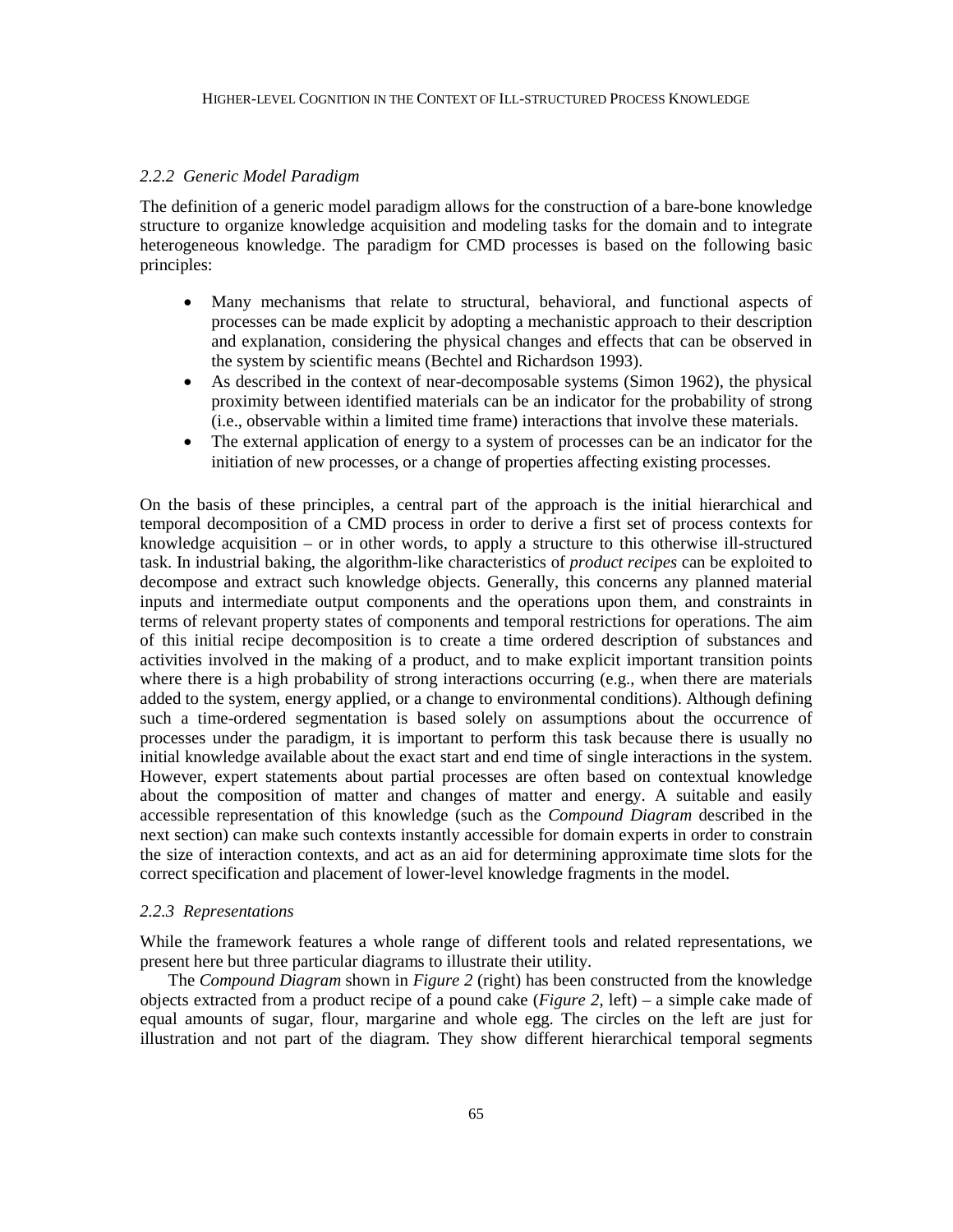### *2.2.2 Generic Model Paradigm*

The definition of a generic model paradigm allows for the construction of a bare-bone knowledge structure to organize knowledge acquisition and modeling tasks for the domain and to integrate heterogeneous knowledge. The paradigm for CMD processes is based on the following basic principles:

- Many mechanisms that relate to structural, behavioral, and functional aspects of processes can be made explicit by adopting a mechanistic approach to their description and explanation, considering the physical changes and effects that can be observed in the system by scientific means (Bechtel and Richardson 1993).
- As described in the context of near-decomposable systems (Simon 1962), the physical proximity between identified materials can be an indicator for the probability of strong (i.e., observable within a limited time frame) interactions that involve these materials.
- The external application of energy to a system of processes can be an indicator for the initiation of new processes, or a change of properties affecting existing processes.

On the basis of these principles, a central part of the approach is the initial hierarchical and temporal decomposition of a CMD process in order to derive a first set of process contexts for knowledge acquisition – or in other words, to apply a structure to this otherwise ill-structured task. In industrial baking, the algorithm-like characteristics of *product recipes* can be exploited to decompose and extract such knowledge objects. Generally, this concerns any planned material inputs and intermediate output components and the operations upon them, and constraints in terms of relevant property states of components and temporal restrictions for operations. The aim of this initial recipe decomposition is to create a time ordered description of substances and activities involved in the making of a product, and to make explicit important transition points where there is a high probability of strong interactions occurring (e.g., when there are materials added to the system, energy applied, or a change to environmental conditions). Although defining such a time-ordered segmentation is based solely on assumptions about the occurrence of processes under the paradigm, it is important to perform this task because there is usually no initial knowledge available about the exact start and end time of single interactions in the system. However, expert statements about partial processes are often based on contextual knowledge about the composition of matter and changes of matter and energy. A suitable and easily accessible representation of this knowledge (such as the *Compound Diagram* described in the next section) can make such contexts instantly accessible for domain experts in order to constrain the size of interaction contexts, and act as an aid for determining approximate time slots for the correct specification and placement of lower-level knowledge fragments in the model.

### *2.2.3 Representations*

While the framework features a whole range of different tools and related representations, we present here but three particular diagrams to illustrate their utility.

The *Compound Diagram* shown in *Figure 2* (right) has been constructed from the knowledge objects extracted from a product recipe of a pound cake (*Figure 2*, left) – a simple cake made of equal amounts of sugar, flour, margarine and whole egg. The circles on the left are just for illustration and not part of the diagram. They show different hierarchical temporal segments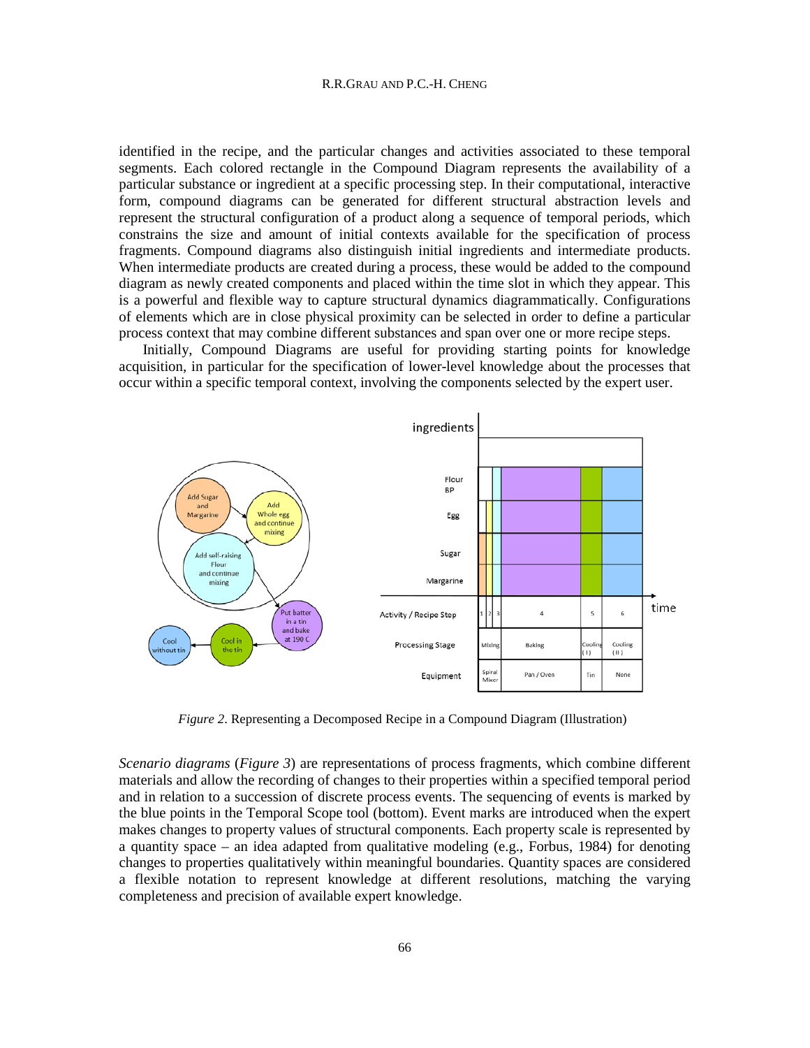identified in the recipe, and the particular changes and activities associated to these temporal segments. Each colored rectangle in the Compound Diagram represents the availability of a particular substance or ingredient at a specific processing step. In their computational, interactive form, compound diagrams can be generated for different structural abstraction levels and represent the structural configuration of a product along a sequence of temporal periods, which constrains the size and amount of initial contexts available for the specification of process fragments. Compound diagrams also distinguish initial ingredients and intermediate products. When intermediate products are created during a process, these would be added to the compound diagram as newly created components and placed within the time slot in which they appear. This is a powerful and flexible way to capture structural dynamics diagrammatically. Configurations of elements which are in close physical proximity can be selected in order to define a particular process context that may combine different substances and span over one or more recipe steps.

Initially, Compound Diagrams are useful for providing starting points for knowledge acquisition, in particular for the specification of lower-level knowledge about the processes that occur within a specific temporal context, involving the components selected by the expert user.

*Figure 2*. Representing a Decomposed Recipe in a Compound Diagram (Illustration)

*Scenario diagrams* (*Figure 3*) are representations of process fragments, which combine different materials and allow the recording of changes to their properties within a specified temporal period and in relation to a succession of discrete process events. The sequencing of events is marked by the blue points in the Temporal Scope tool (bottom). Event marks are introduced when the expert makes changes to property values of structural components. Each property scale is represented by a quantity space – an idea adapted from qualitative modeling (e.g., Forbus, 1984) for denoting changes to properties qualitatively within meaningful boundaries. Quantity spaces are considered a flexible notation to represent knowledge at different resolutions, matching the varying completeness and precision of available expert knowledge.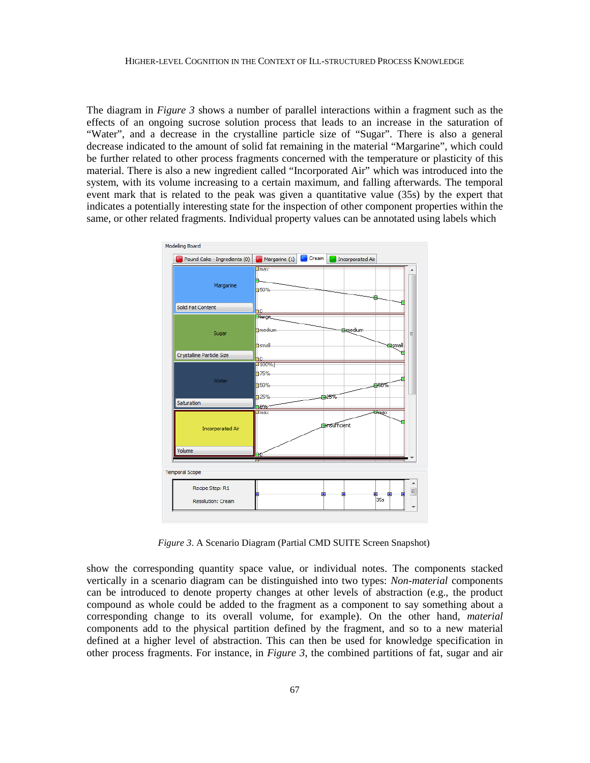The diagram in *Figure 3* shows a number of parallel interactions within a fragment such as the effects of an ongoing sucrose solution process that leads to an increase in the saturation of "Water", and a decrease in the crystalline particle size of "Sugar". There is also a general decrease indicated to the amount of solid fat remaining in the material "Margarine", which could be further related to other process fragments concerned with the temperature or plasticity of this material. There is also a new ingredient called "Incorporated Air" which was introduced into the system, with its volume increasing to a certain maximum, and falling afterwards. The temporal event mark that is related to the peak was given a quantitative value (35s) by the expert that indicates a potentially interesting state for the inspection of other component properties within the same, or other related fragments. Individual property values can be annotated using labels which

*Figure 3*. A Scenario Diagram (Partial CMD SUITE Screen Snapshot)

show the corresponding quantity space value, or individual notes. The components stacked vertically in a scenario diagram can be distinguished into two types: *Non-material* components can be introduced to denote property changes at other levels of abstraction (e.g., the product compound as whole could be added to the fragment as a component to say something about a corresponding change to its overall volume, for example). On the other hand, *material* components add to the physical partition defined by the fragment, and so to a new material defined at a higher level of abstraction. This can then be used for knowledge specification in other process fragments. For instance, in *Figure 3*, the combined partitions of fat, sugar and air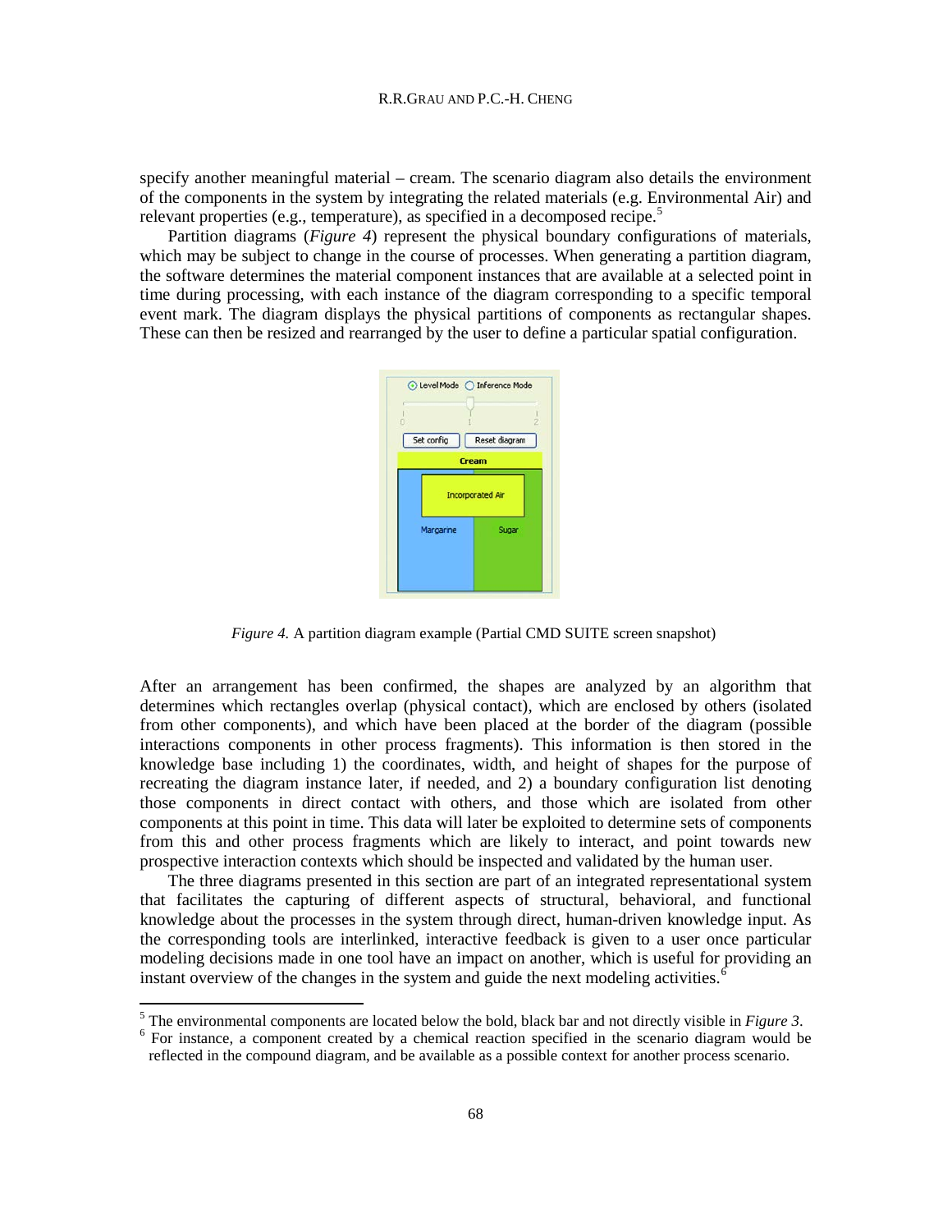specify another meaningful material – cream. The scenario diagram also details the environment of the components in the system by integrating the related materials (e.g. Environmental Air) and relevant properties (e.g., temperature), as specified in a decomposed recipe.[5]

Partition diagrams (*Figure 4*) represent the physical boundary configurations of materials, which may be subject to change in the course of processes. When generating a partition diagram, the software determines the material component instances that are available at a selected point in time during processing, with each instance of the diagram corresponding to a specific temporal event mark. The diagram displays the physical partitions of components as rectangular shapes. These can then be resized and rearranged by the user to define a particular spatial configuration.

*Figure 4.* A partition diagram example (Partial CMD SUITE screen snapshot)

After an arrangement has been confirmed, the shapes are analyzed by an algorithm that determines which rectangles overlap (physical contact), which are enclosed by others (isolated from other components), and which have been placed at the border of the diagram (possible interactions components in other process fragments). This information is then stored in the knowledge base including 1) the coordinates, width, and height of shapes for the purpose of recreating the diagram instance later, if needed, and 2) a boundary configuration list denoting those components in direct contact with others, and those which are isolated from other components at this point in time. This data will later be exploited to determine sets of components from this and other process fragments which are likely to interact, and point towards new prospective interaction contexts which should be inspected and validated by the human user.

The three diagrams presented in this section are part of an integrated representational system that facilitates the capturing of different aspects of structural, behavioral, and functional knowledge about the processes in the system through direct, human-driven knowledge input. As the corresponding tools are interlinked, interactive feedback is given to a user once particular modeling decisions made in one tool have an impact on another, which is useful for providing an instant overview of the changes in the system and guide the next modeling activities.[6]

[5] The environmental components are located below the bold, black bar and not directly visible in *Figure 3*.

[6] For instance, a component created by a chemical reaction specified in the scenario diagram would be reflected in the compound diagram, and be available as a possible context for another process scenario.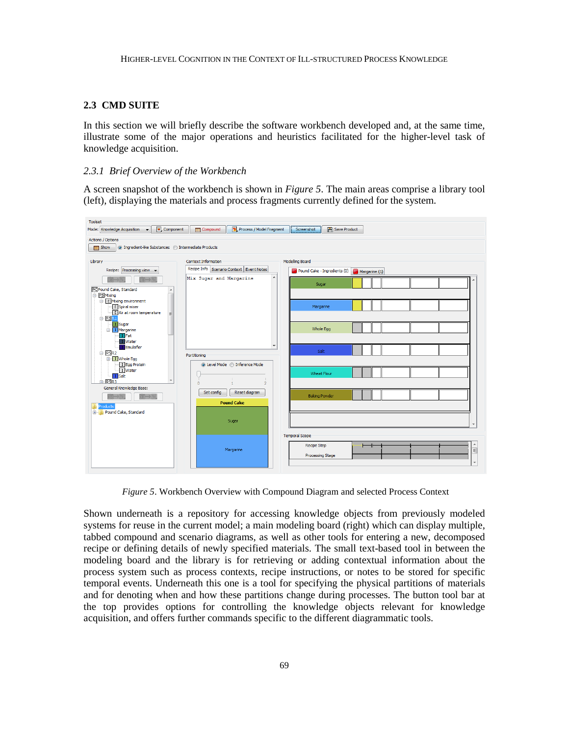## 2.3 CMD SUITE

In this section we will briefly describe the software workbench developed and, at the same time, illustrate some of the major operations and heuristics facilitated for the higher-level task of knowledge acquisition.

### *2.3.1 Brief Overview of the Workbench*

A screen snapshot of the workbench is shown in *Figure 5*. The main areas comprise a library tool (left), displaying the materials and process fragments currently defined for the system.

*Figure 5*. Workbench Overview with Compound Diagram and selected Process Context

Shown underneath is a repository for accessing knowledge objects from previously modeled systems for reuse in the current model; a main modeling board (right) which can display multiple, tabbed compound and scenario diagrams, as well as other tools for entering a new, decomposed recipe or defining details of newly specified materials. The small text-based tool in between the modeling board and the library is for retrieving or adding contextual information about the process system such as process contexts, recipe instructions, or notes to be stored for specific temporal events. Underneath this one is a tool for specifying the physical partitions of materials and for denoting when and how these partitions change during processes. The button tool bar at the top provides options for controlling the knowledge objects relevant for knowledge acquisition, and offers further commands specific to the different diagrammatic tools.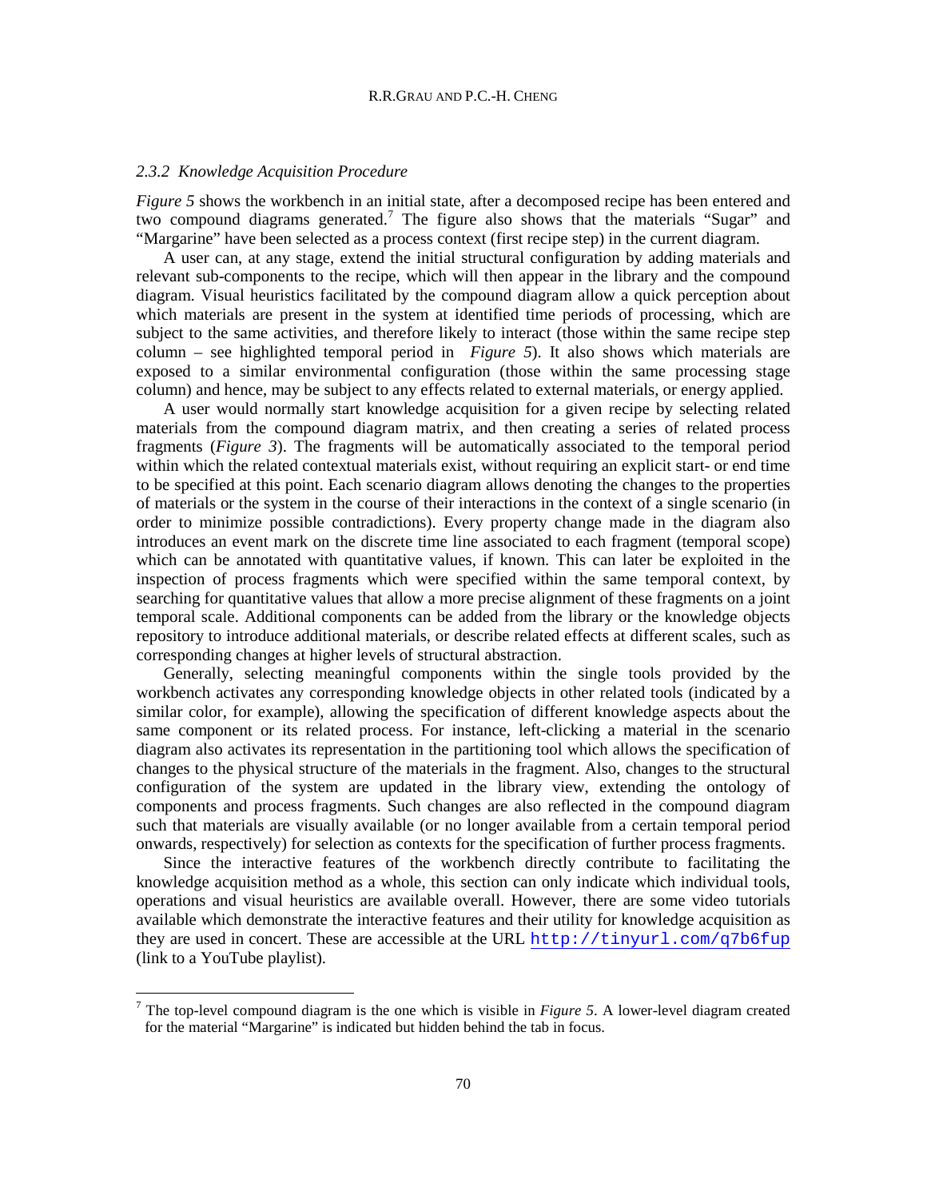### *2.3.2 Knowledge Acquisition Procedure*

*Figure 5* shows the workbench in an initial state, after a decomposed recipe has been entered and two compound diagrams generated.[7] The figure also shows that the materials "Sugar" and "Margarine" have been selected as a process context (first recipe step) in the current diagram.

A user can, at any stage, extend the initial structural configuration by adding materials and relevant sub-components to the recipe, which will then appear in the library and the compound diagram. Visual heuristics facilitated by the compound diagram allow a quick perception about which materials are present in the system at identified time periods of processing, which are subject to the same activities, and therefore likely to interact (those within the same recipe step column – see highlighted temporal period in *Figure 5*). It also shows which materials are exposed to a similar environmental configuration (those within the same processing stage column) and hence, may be subject to any effects related to external materials, or energy applied.

A user would normally start knowledge acquisition for a given recipe by selecting related materials from the compound diagram matrix, and then creating a series of related process fragments (*Figure 3*). The fragments will be automatically associated to the temporal period within which the related contextual materials exist, without requiring an explicit start- or end time to be specified at this point. Each scenario diagram allows denoting the changes to the properties of materials or the system in the course of their interactions in the context of a single scenario (in order to minimize possible contradictions). Every property change made in the diagram also introduces an event mark on the discrete time line associated to each fragment (temporal scope) which can be annotated with quantitative values, if known. This can later be exploited in the inspection of process fragments which were specified within the same temporal context, by searching for quantitative values that allow a more precise alignment of these fragments on a joint temporal scale. Additional components can be added from the library or the knowledge objects repository to introduce additional materials, or describe related effects at different scales, such as corresponding changes at higher levels of structural abstraction.

Generally, selecting meaningful components within the single tools provided by the workbench activates any corresponding knowledge objects in other related tools (indicated by a similar color, for example), allowing the specification of different knowledge aspects about the same component or its related process. For instance, left-clicking a material in the scenario diagram also activates its representation in the partitioning tool which allows the specification of changes to the physical structure of the materials in the fragment. Also, changes to the structural configuration of the system are updated in the library view, extending the ontology of components and process fragments. Such changes are also reflected in the compound diagram such that materials are visually available (or no longer available from a certain temporal period onwards, respectively) for selection as contexts for the specification of further process fragments.

Since the interactive features of the workbench directly contribute to facilitating the knowledge acquisition method as a whole, this section can only indicate which individual tools, operations and visual heuristics are available overall. However, there are some video tutorials available which demonstrate the interactive features and their utility for knowledge acquisition as they are used in concert. These are accessible at the URL http://tinyurl.com/q7b6fup (link to a YouTube playlist).

---

[7] The top-level compound diagram is the one which is visible in *Figure 5*. A lower-level diagram created for the material "Margarine" is indicated but hidden behind the tab in focus.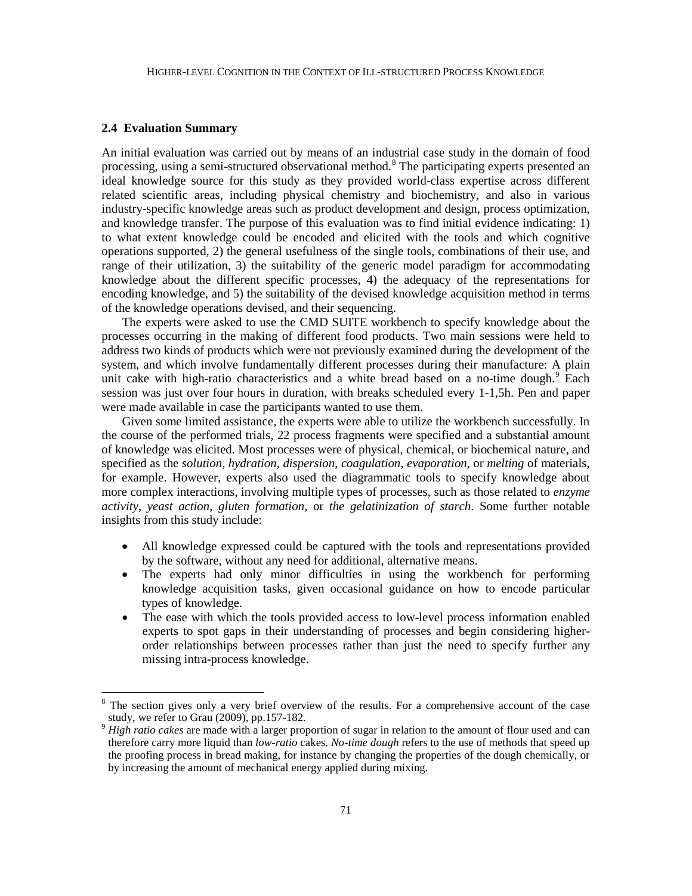### 2.4 Evaluation Summary

An initial evaluation was carried out by means of an industrial case study in the domain of food processing, using a semi-structured observational method.[8] The participating experts presented an ideal knowledge source for this study as they provided world-class expertise across different related scientific areas, including physical chemistry and biochemistry, and also in various industry-specific knowledge areas such as product development and design, process optimization, and knowledge transfer. The purpose of this evaluation was to find initial evidence indicating: 1) to what extent knowledge could be encoded and elicited with the tools and which cognitive operations supported, 2) the general usefulness of the single tools, combinations of their use, and range of their utilization, 3) the suitability of the generic model paradigm for accommodating knowledge about the different specific processes, 4) the adequacy of the representations for encoding knowledge, and 5) the suitability of the devised knowledge acquisition method in terms of the knowledge operations devised, and their sequencing.

The experts were asked to use the CMD SUITE workbench to specify knowledge about the processes occurring in the making of different food products. Two main sessions were held to address two kinds of products which were not previously examined during the development of the system, and which involve fundamentally different processes during their manufacture: A plain unit cake with high-ratio characteristics and a white bread based on a no-time dough.[9] Each session was just over four hours in duration, with breaks scheduled every 1-1,5h. Pen and paper were made available in case the participants wanted to use them.

Given some limited assistance, the experts were able to utilize the workbench successfully. In the course of the performed trials, 22 process fragments were specified and a substantial amount of knowledge was elicited. Most processes were of physical, chemical, or biochemical nature, and specified as the *solution*, *hydration*, *dispersion*, *coagulation*, *evaporation*, or *melting* of materials, for example. However, experts also used the diagrammatic tools to specify knowledge about more complex interactions, involving multiple types of processes, such as those related to *enzyme activity*, *yeast action*, *gluten formation*, or *the gelatinization of starch*. Some further notable insights from this study include:

- All knowledge expressed could be captured with the tools and representations provided by the software, without any need for additional, alternative means.
- The experts had only minor difficulties in using the workbench for performing knowledge acquisition tasks, given occasional guidance on how to encode particular types of knowledge.
- The ease with which the tools provided access to low-level process information enabled experts to spot gaps in their understanding of processes and begin considering higher-order relationships between processes rather than just the need to specify further any missing intra-process knowledge.

---

[8] The section gives only a very brief overview of the results. For a comprehensive account of the case study, we refer to Grau (2009), pp.157-182.

[9] *High ratio cakes* are made with a larger proportion of sugar in relation to the amount of flour used and can therefore carry more liquid than *low-ratio* cakes. *No-time dough* refers to the use of methods that speed up the proofing process in bread making, for instance by changing the properties of the dough chemically, or by increasing the amount of mechanical energy applied during mixing.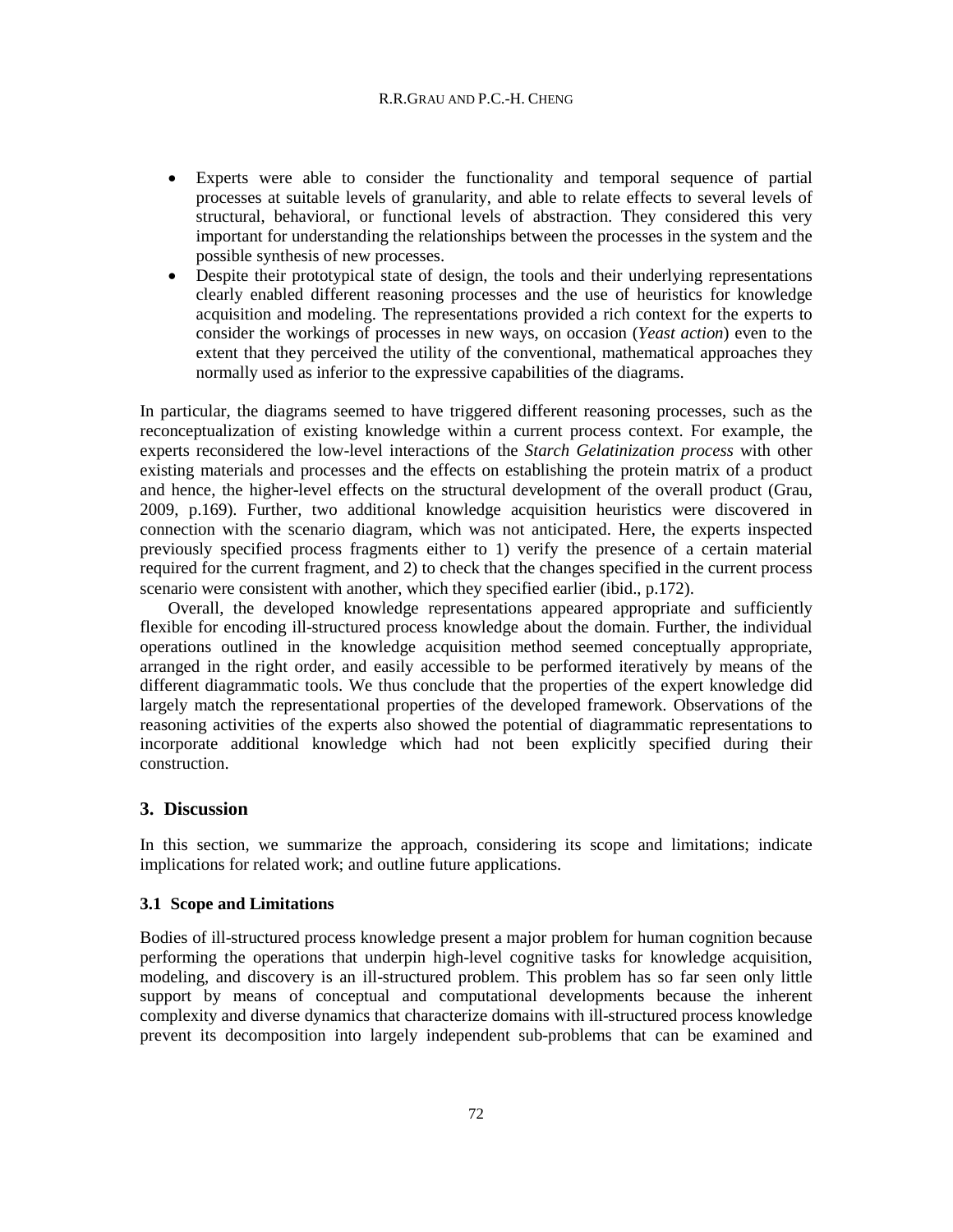- Experts were able to consider the functionality and temporal sequence of partial processes at suitable levels of granularity, and able to relate effects to several levels of structural, behavioral, or functional levels of abstraction. They considered this very important for understanding the relationships between the processes in the system and the possible synthesis of new processes.
- Despite their prototypical state of design, the tools and their underlying representations clearly enabled different reasoning processes and the use of heuristics for knowledge acquisition and modeling. The representations provided a rich context for the experts to consider the workings of processes in new ways, on occasion (*Yeast action*) even to the extent that they perceived the utility of the conventional, mathematical approaches they normally used as inferior to the expressive capabilities of the diagrams.

In particular, the diagrams seemed to have triggered different reasoning processes, such as the reconceptualization of existing knowledge within a current process context. For example, the experts reconsidered the low-level interactions of the *Starch Gelatinization process* with other existing materials and processes and the effects on establishing the protein matrix of a product and hence, the higher-level effects on the structural development of the overall product (Grau, 2009, p.169). Further, two additional knowledge acquisition heuristics were discovered in connection with the scenario diagram, which was not anticipated. Here, the experts inspected previously specified process fragments either to 1) verify the presence of a certain material required for the current fragment, and 2) to check that the changes specified in the current process scenario were consistent with another, which they specified earlier (ibid., p.172).

Overall, the developed knowledge representations appeared appropriate and sufficiently flexible for encoding ill-structured process knowledge about the domain. Further, the individual operations outlined in the knowledge acquisition method seemed conceptually appropriate, arranged in the right order, and easily accessible to be performed iteratively by means of the different diagrammatic tools. We thus conclude that the properties of the expert knowledge did largely match the representational properties of the developed framework. Observations of the reasoning activities of the experts also showed the potential of diagrammatic representations to incorporate additional knowledge which had not been explicitly specified during their construction.

## 3. Discussion

In this section, we summarize the approach, considering its scope and limitations; indicate implications for related work; and outline future applications.

### 3.1 Scope and Limitations

Bodies of ill-structured process knowledge present a major problem for human cognition because performing the operations that underpin high-level cognitive tasks for knowledge acquisition, modeling, and discovery is an ill-structured problem. This problem has so far seen only little support by means of conceptual and computational developments because the inherent complexity and diverse dynamics that characterize domains with ill-structured process knowledge prevent its decomposition into largely independent sub-problems that can be examined and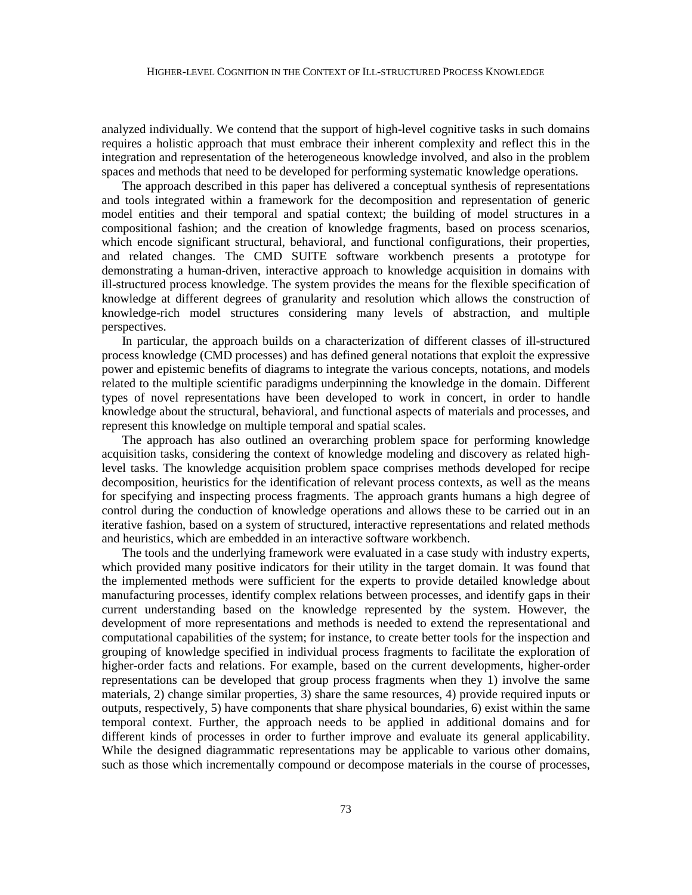analyzed individually. We contend that the support of high-level cognitive tasks in such domains requires a holistic approach that must embrace their inherent complexity and reflect this in the integration and representation of the heterogeneous knowledge involved, and also in the problem spaces and methods that need to be developed for performing systematic knowledge operations.

The approach described in this paper has delivered a conceptual synthesis of representations and tools integrated within a framework for the decomposition and representation of generic model entities and their temporal and spatial context; the building of model structures in a compositional fashion; and the creation of knowledge fragments, based on process scenarios, which encode significant structural, behavioral, and functional configurations, their properties, and related changes. The CMD SUITE software workbench presents a prototype for demonstrating a human-driven, interactive approach to knowledge acquisition in domains with ill-structured process knowledge. The system provides the means for the flexible specification of knowledge at different degrees of granularity and resolution which allows the construction of knowledge-rich model structures considering many levels of abstraction, and multiple perspectives.

In particular, the approach builds on a characterization of different classes of ill-structured process knowledge (CMD processes) and has defined general notations that exploit the expressive power and epistemic benefits of diagrams to integrate the various concepts, notations, and models related to the multiple scientific paradigms underpinning the knowledge in the domain. Different types of novel representations have been developed to work in concert, in order to handle knowledge about the structural, behavioral, and functional aspects of materials and processes, and represent this knowledge on multiple temporal and spatial scales.

The approach has also outlined an overarching problem space for performing knowledge acquisition tasks, considering the context of knowledge modeling and discovery as related high-level tasks. The knowledge acquisition problem space comprises methods developed for recipe decomposition, heuristics for the identification of relevant process contexts, as well as the means for specifying and inspecting process fragments. The approach grants humans a high degree of control during the conduction of knowledge operations and allows these to be carried out in an iterative fashion, based on a system of structured, interactive representations and related methods and heuristics, which are embedded in an interactive software workbench.

The tools and the underlying framework were evaluated in a case study with industry experts, which provided many positive indicators for their utility in the target domain. It was found that the implemented methods were sufficient for the experts to provide detailed knowledge about manufacturing processes, identify complex relations between processes, and identify gaps in their current understanding based on the knowledge represented by the system. However, the development of more representations and methods is needed to extend the representational and computational capabilities of the system; for instance, to create better tools for the inspection and grouping of knowledge specified in individual process fragments to facilitate the exploration of higher-order facts and relations. For example, based on the current developments, higher-order representations can be developed that group process fragments when they 1) involve the same materials, 2) change similar properties, 3) share the same resources, 4) provide required inputs or outputs, respectively, 5) have components that share physical boundaries, 6) exist within the same temporal context. Further, the approach needs to be applied in additional domains and for different kinds of processes in order to further improve and evaluate its general applicability. While the designed diagrammatic representations may be applicable to various other domains, such as those which incrementally compound or decompose materials in the course of processes,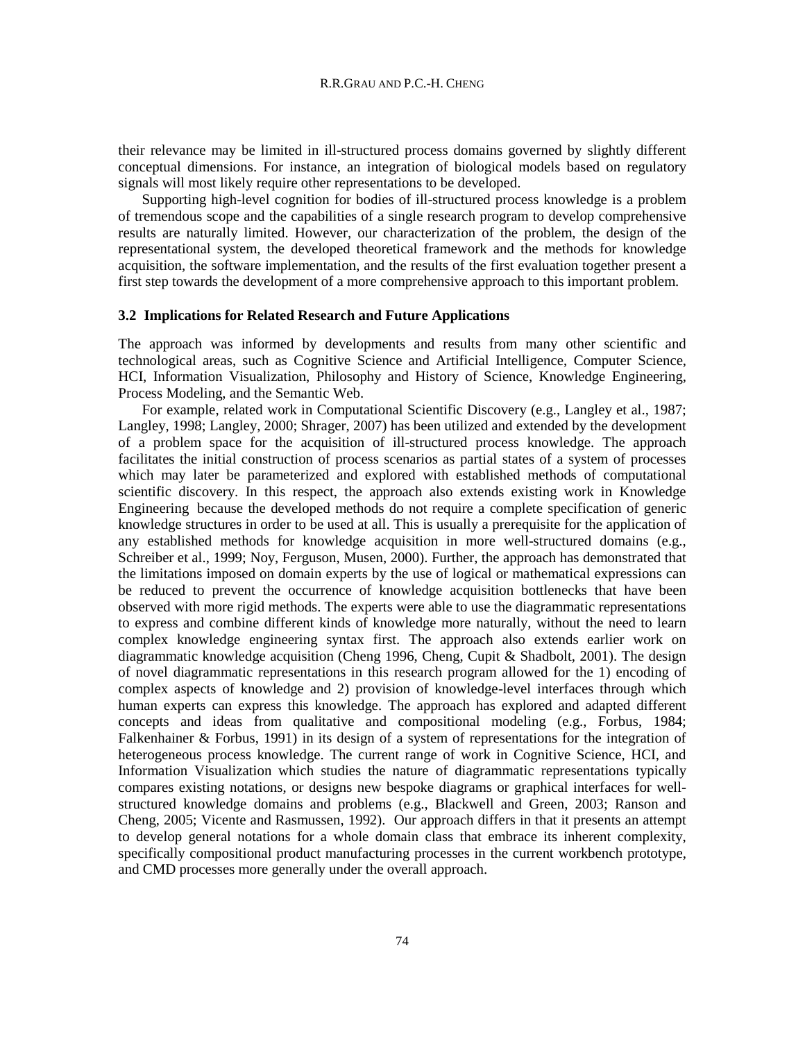their relevance may be limited in ill-structured process domains governed by slightly different conceptual dimensions. For instance, an integration of biological models based on regulatory signals will most likely require other representations to be developed.

Supporting high-level cognition for bodies of ill-structured process knowledge is a problem of tremendous scope and the capabilities of a single research program to develop comprehensive results are naturally limited. However, our characterization of the problem, the design of the representational system, the developed theoretical framework and the methods for knowledge acquisition, the software implementation, and the results of the first evaluation together present a first step towards the development of a more comprehensive approach to this important problem.

### 3.2 Implications for Related Research and Future Applications

The approach was informed by developments and results from many other scientific and technological areas, such as Cognitive Science and Artificial Intelligence, Computer Science, HCI, Information Visualization, Philosophy and History of Science, Knowledge Engineering, Process Modeling, and the Semantic Web.

For example, related work in Computational Scientific Discovery (e.g., Langley et al., 1987; Langley, 1998; Langley, 2000; Shrager, 2007) has been utilized and extended by the development of a problem space for the acquisition of ill-structured process knowledge. The approach facilitates the initial construction of process scenarios as partial states of a system of processes which may later be parameterized and explored with established methods of computational scientific discovery. In this respect, the approach also extends existing work in Knowledge Engineering because the developed methods do not require a complete specification of generic knowledge structures in order to be used at all. This is usually a prerequisite for the application of any established methods for knowledge acquisition in more well-structured domains (e.g., Schreiber et al., 1999; Noy, Ferguson, Musen, 2000). Further, the approach has demonstrated that the limitations imposed on domain experts by the use of logical or mathematical expressions can be reduced to prevent the occurrence of knowledge acquisition bottlenecks that have been observed with more rigid methods. The experts were able to use the diagrammatic representations to express and combine different kinds of knowledge more naturally, without the need to learn complex knowledge engineering syntax first. The approach also extends earlier work on diagrammatic knowledge acquisition (Cheng 1996, Cheng, Cupit & Shadbolt, 2001). The design of novel diagrammatic representations in this research program allowed for the 1) encoding of complex aspects of knowledge and 2) provision of knowledge-level interfaces through which human experts can express this knowledge. The approach has explored and adapted different concepts and ideas from qualitative and compositional modeling (e.g., Forbus, 1984; Falkenhainer & Forbus, 1991) in its design of a system of representations for the integration of heterogeneous process knowledge. The current range of work in Cognitive Science, HCI, and Information Visualization which studies the nature of diagrammatic representations typically compares existing notations, or designs new bespoke diagrams or graphical interfaces for well-structured knowledge domains and problems (e.g., Blackwell and Green, 2003; Ranson and Cheng, 2005; Vicente and Rasmussen, 1992). Our approach differs in that it presents an attempt to develop general notations for a whole domain class that embrace its inherent complexity, specifically compositional product manufacturing processes in the current workbench prototype, and CMD processes more generally under the overall approach.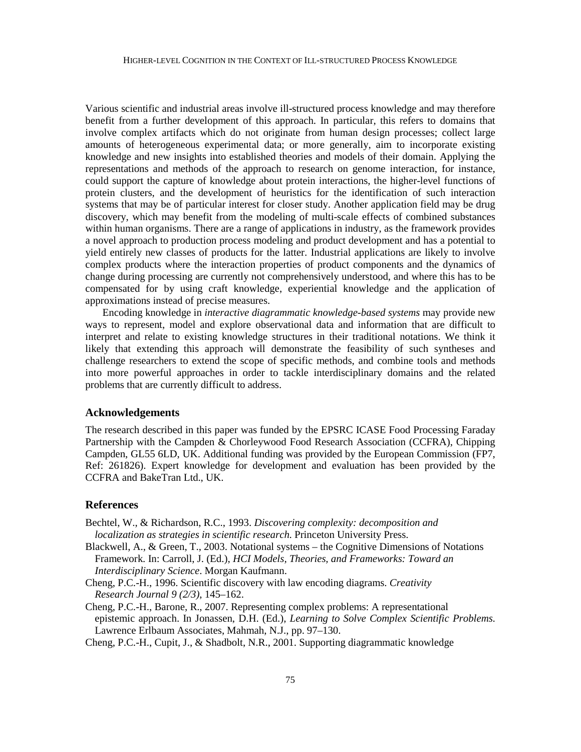Various scientific and industrial areas involve ill-structured process knowledge and may therefore benefit from a further development of this approach. In particular, this refers to domains that involve complex artifacts which do not originate from human design processes; collect large amounts of heterogeneous experimental data; or more generally, aim to incorporate existing knowledge and new insights into established theories and models of their domain. Applying the representations and methods of the approach to research on genome interaction, for instance, could support the capture of knowledge about protein interactions, the higher-level functions of protein clusters, and the development of heuristics for the identification of such interaction systems that may be of particular interest for closer study. Another application field may be drug discovery, which may benefit from the modeling of multi-scale effects of combined substances within human organisms. There are a range of applications in industry, as the framework provides a novel approach to production process modeling and product development and has a potential to yield entirely new classes of products for the latter. Industrial applications are likely to involve complex products where the interaction properties of product components and the dynamics of change during processing are currently not comprehensively understood, and where this has to be compensated for by using craft knowledge, experiential knowledge and the application of approximations instead of precise measures.

Encoding knowledge in *interactive diagrammatic knowledge-based systems* may provide new ways to represent, model and explore observational data and information that are difficult to interpret and relate to existing knowledge structures in their traditional notations. We think it likely that extending this approach will demonstrate the feasibility of such syntheses and challenge researchers to extend the scope of specific methods, and combine tools and methods into more powerful approaches in order to tackle interdisciplinary domains and the related problems that are currently difficult to address.

## Acknowledgements

The research described in this paper was funded by the EPSRC ICASE Food Processing Faraday Partnership with the Campden & Chorleywood Food Research Association (CCFRA), Chipping Campden, GL55 6LD, UK. Additional funding was provided by the European Commission (FP7, Ref: 261826). Expert knowledge for development and evaluation has been provided by the CCFRA and BakeTran Ltd., UK.

## References

Bechtel, W., & Richardson, R.C., 1993. *Discovering complexity: decomposition and localization as strategies in scientific research.* Princeton University Press.

Blackwell, A., & Green, T., 2003. Notational systems – the Cognitive Dimensions of Notations Framework. In: Carroll, J. (Ed.), *HCI Models, Theories, and Frameworks: Toward an Interdisciplinary Science*. Morgan Kaufmann.

Cheng, P.C.-H., 1996. Scientific discovery with law encoding diagrams. *Creativity Research Journal 9 (2/3),* 145–162.

Cheng, P.C.-H., Barone, R., 2007. Representing complex problems: A representational epistemic approach. In Jonassen, D.H. (Ed.), *Learning to Solve Complex Scientific Problems.* Lawrence Erlbaum Associates, Mahmah, N.J., pp. 97–130.

Cheng, P.C.-H., Cupit, J., & Shadbolt, N.R., 2001. Supporting diagrammatic knowledge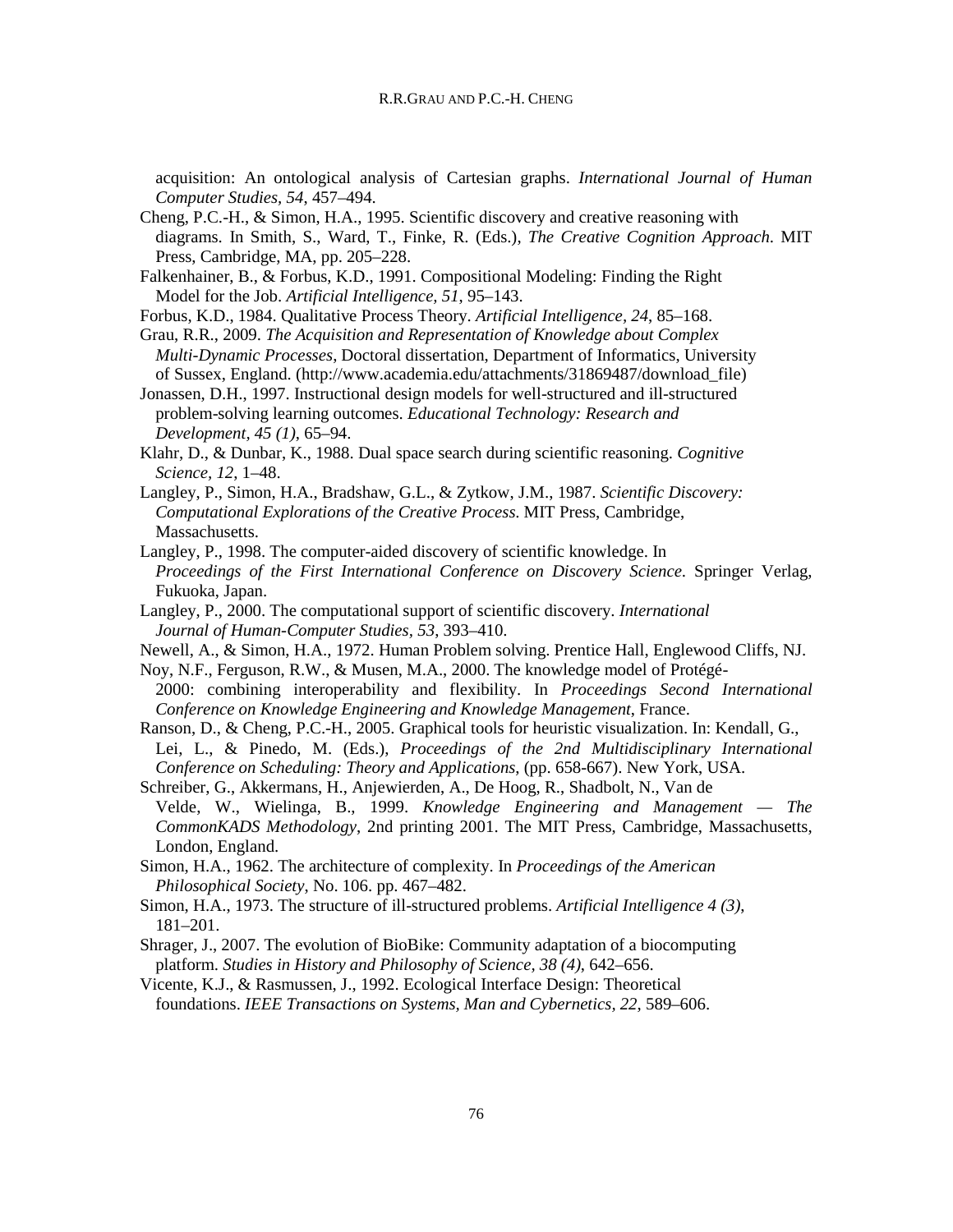acquisition: An ontological analysis of Cartesian graphs. *International Journal of Human Computer Studies, 54*, 457–494.

Cheng, P.C.-H., & Simon, H.A., 1995. Scientific discovery and creative reasoning with diagrams. In Smith, S., Ward, T., Finke, R. (Eds.), *The Creative Cognition Approach*. MIT Press, Cambridge, MA, pp. 205–228.

Falkenhainer, B., & Forbus, K.D., 1991. Compositional Modeling: Finding the Right Model for the Job. *Artificial Intelligence, 51*, 95–143.

Forbus, K.D., 1984. Qualitative Process Theory. *Artificial Intelligence, 24*, 85–168.

Grau, R.R., 2009. *The Acquisition and Representation of Knowledge about Complex Multi-Dynamic Processes*, Doctoral dissertation, Department of Informatics, University of Sussex, England. (http://www.academia.edu/attachments/31869487/download_file)

Jonassen, D.H., 1997. Instructional design models for well-structured and ill-structured problem-solving learning outcomes. *Educational Technology: Research and Development, 45 (1)*, 65–94.

Klahr, D., & Dunbar, K., 1988. Dual space search during scientific reasoning. *Cognitive Science, 12*, 1–48.

Langley, P., Simon, H.A., Bradshaw, G.L., & Zytkow, J.M., 1987. *Scientific Discovery: Computational Explorations of the Creative Process*. MIT Press, Cambridge, Massachusetts.

Langley, P., 1998. The computer-aided discovery of scientific knowledge. In *Proceedings of the First International Conference on Discovery Science*. Springer Verlag, Fukuoka, Japan.

Langley, P., 2000. The computational support of scientific discovery. *International Journal of Human-Computer Studies, 53*, 393–410.

Newell, A., & Simon, H.A., 1972. Human Problem solving. Prentice Hall, Englewood Cliffs, NJ.

Noy, N.F., Ferguson, R.W., & Musen, M.A., 2000. The knowledge model of Protégé-2000: combining interoperability and flexibility. In *Proceedings Second International Conference on Knowledge Engineering and Knowledge Management*, France.

Ranson, D., & Cheng, P.C.-H., 2005. Graphical tools for heuristic visualization. In: Kendall, G., Lei, L., & Pinedo, M. (Eds.), *Proceedings of the 2nd Multidisciplinary International Conference on Scheduling: Theory and Applications*, (pp. 658-667). New York, USA.

Schreiber, G., Akkermans, H., Anjewierden, A., De Hoog, R., Shadbolt, N., Van de Velde, W., Wielinga, B., 1999. *Knowledge Engineering and Management — The CommonKADS Methodology*, 2nd printing 2001. The MIT Press, Cambridge, Massachusetts, London, England.

Simon, H.A., 1962. The architecture of complexity. In *Proceedings of the American Philosophical Society*, No. 106. pp. 467–482.

Simon, H.A., 1973. The structure of ill-structured problems. *Artificial Intelligence 4 (3)*, 181–201.

Shrager, J., 2007. The evolution of BioBike: Community adaptation of a biocomputing platform. *Studies in History and Philosophy of Science, 38 (4)*, 642–656.

Vicente, K.J., & Rasmussen, J., 1992. Ecological Interface Design: Theoretical foundations. *IEEE Transactions on Systems, Man and Cybernetics, 22*, 589–606.